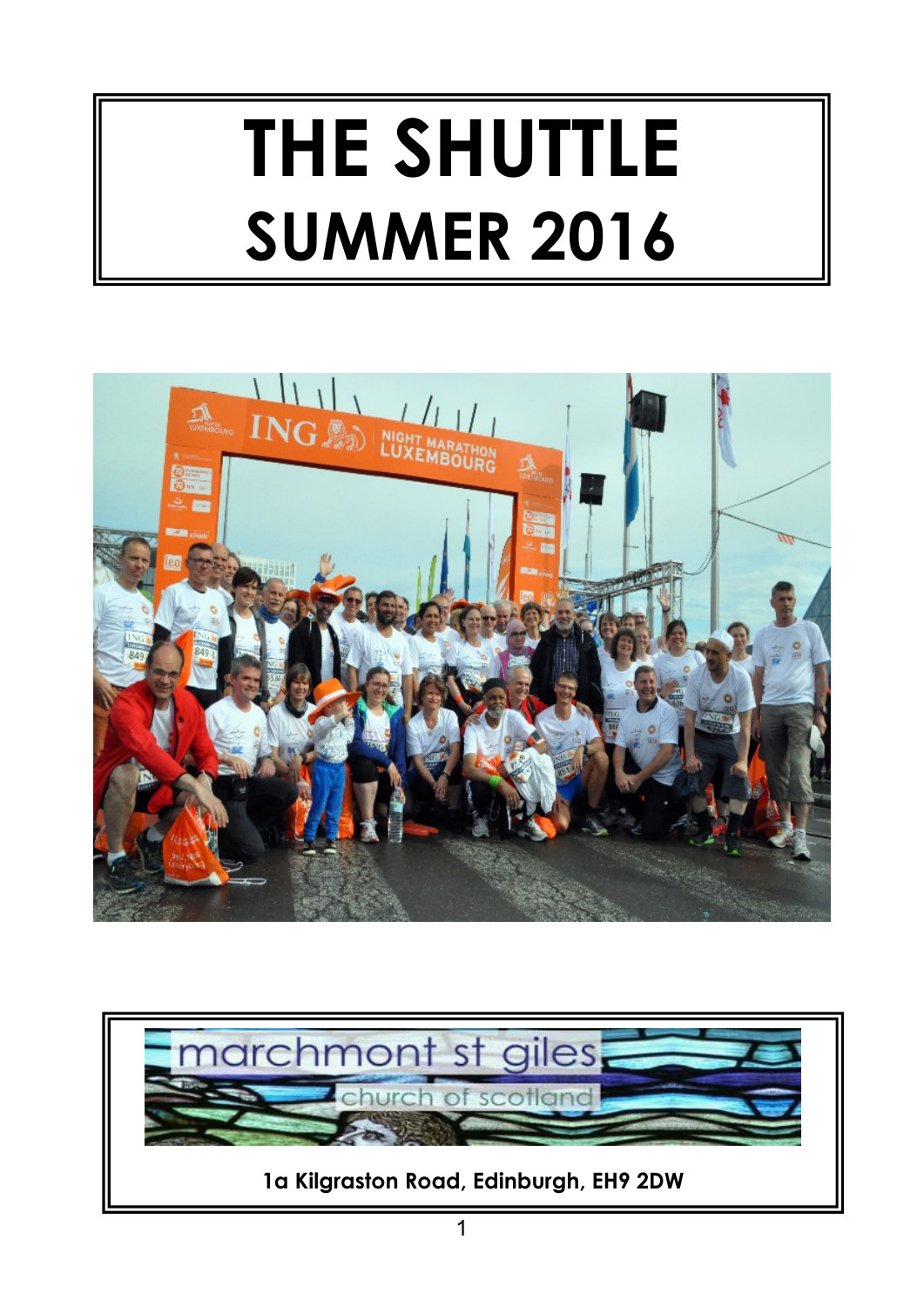# THE SHUTTLE
# SUMMER 2016

marchmont st giles

church of scotland

**1a Kilgraston Road, Edinburgh, EH9 2DW**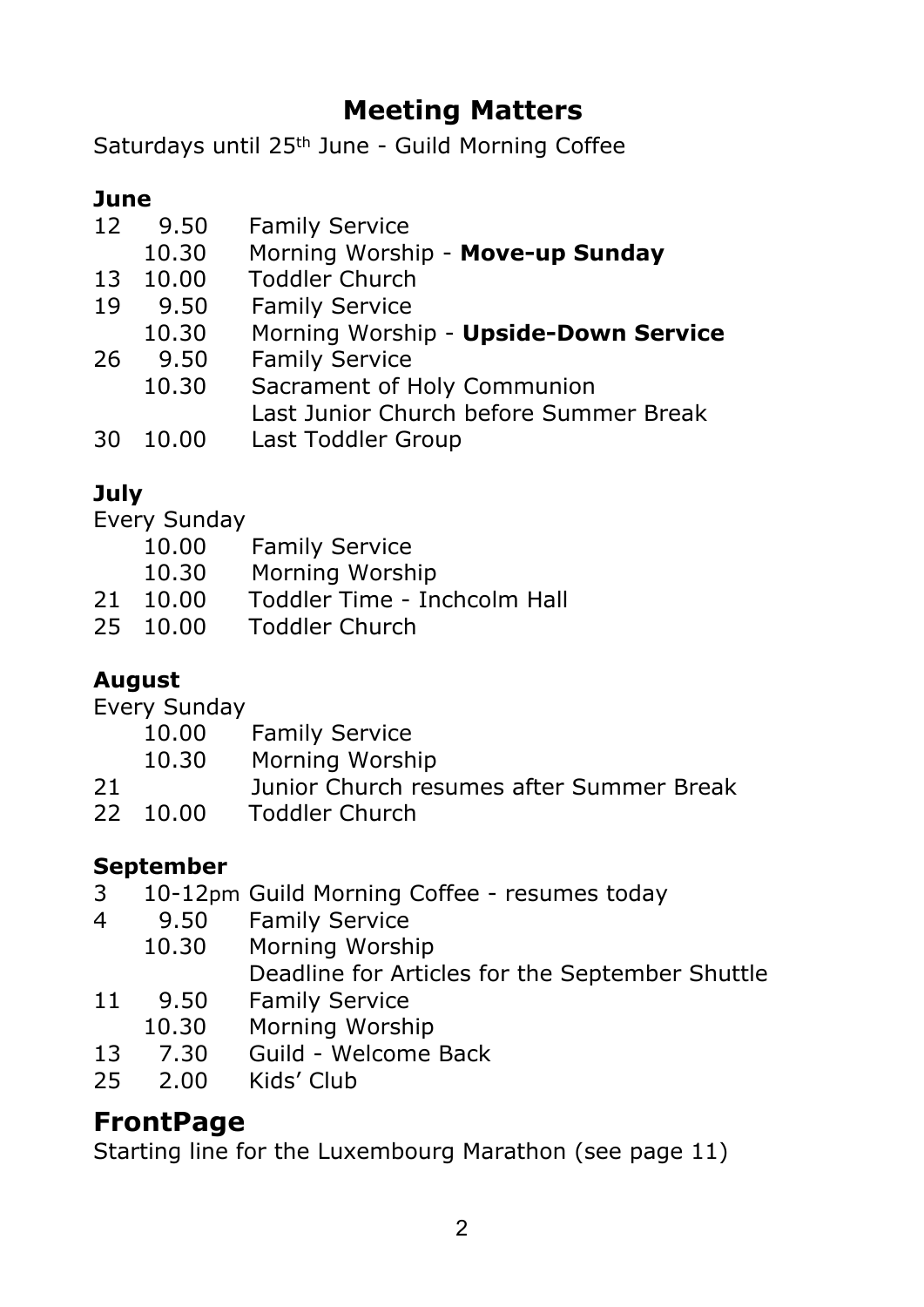# Meeting Matters

Saturdays until 25th June - Guild Morning Coffee

### June

| | | |
|---|---|---|
| 12 | 9.50 | Family Service |
| | 10.30 | Morning Worship - **Move-up Sunday** |
| 13 | 10.00 | Toddler Church |
| 19 | 9.50 | Family Service |
| | 10.30 | Morning Worship - **Upside-Down Service** |
| 26 | 9.50 | Family Service |
| | 10.30 | Sacrament of Holy Communion |
| | | Last Junior Church before Summer Break |
| 30 | 10.00 | Last Toddler Group |

### July

Every Sunday

| | | |
|---|---|---|
| | 10.00 | Family Service |
| | 10.30 | Morning Worship |
| 21 | 10.00 | Toddler Time - Inchcolm Hall |
| 25 | 10.00 | Toddler Church |

### August

Every Sunday

| | | |
|---|---|---|
| | 10.00 | Family Service |
| | 10.30 | Morning Worship |
| 21 | | Junior Church resumes after Summer Break |
| 22 | 10.00 | Toddler Church |

### September

| | | |
|---|---|---|
| 3 | 10-12pm | Guild Morning Coffee - resumes today |
| 4 | 9.50 | Family Service |
| | 10.30 | Morning Worship |
| | | Deadline for Articles for the September Shuttle |
| 11 | 9.50 | Family Service |
| | 10.30 | Morning Worship |
| 13 | 7.30 | Guild - Welcome Back |
| 25 | 2.00 | Kids' Club |

## FrontPage

Starting line for the Luxembourg Marathon (see page 11)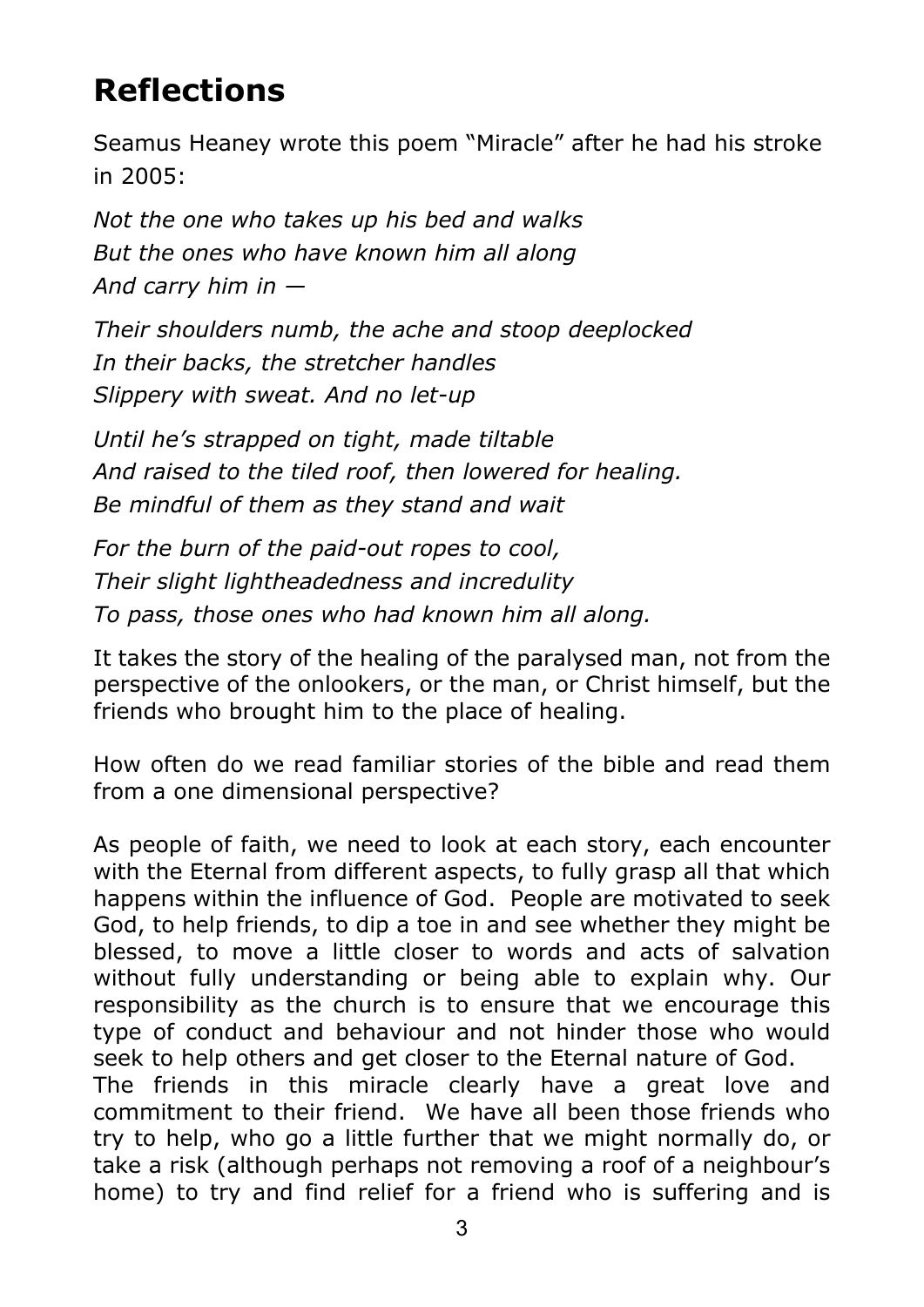# Reflections

Seamus Heaney wrote this poem "Miracle" after he had his stroke in 2005:

*Not the one who takes up his bed and walks*
*But the ones who have known him all along*
*And carry him in —*

*Their shoulders numb, the ache and stoop deeplocked*
*In their backs, the stretcher handles*
*Slippery with sweat. And no let-up*

*Until he's strapped on tight, made tiltable*
*And raised to the tiled roof, then lowered for healing.*
*Be mindful of them as they stand and wait*

*For the burn of the paid-out ropes to cool,*
*Their slight lightheadedness and incredulity*
*To pass, those ones who had known him all along.*

It takes the story of the healing of the paralysed man, not from the perspective of the onlookers, or the man, or Christ himself, but the friends who brought him to the place of healing.

How often do we read familiar stories of the bible and read them from a one dimensional perspective?

As people of faith, we need to look at each story, each encounter with the Eternal from different aspects, to fully grasp all that which happens within the influence of God. People are motivated to seek God, to help friends, to dip a toe in and see whether they might be blessed, to move a little closer to words and acts of salvation without fully understanding or being able to explain why. Our responsibility as the church is to ensure that we encourage this type of conduct and behaviour and not hinder those who would seek to help others and get closer to the Eternal nature of God.
The friends in this miracle clearly have a great love and commitment to their friend. We have all been those friends who try to help, who go a little further that we might normally do, or take a risk (although perhaps not removing a roof of a neighbour's home) to try and find relief for a friend who is suffering and is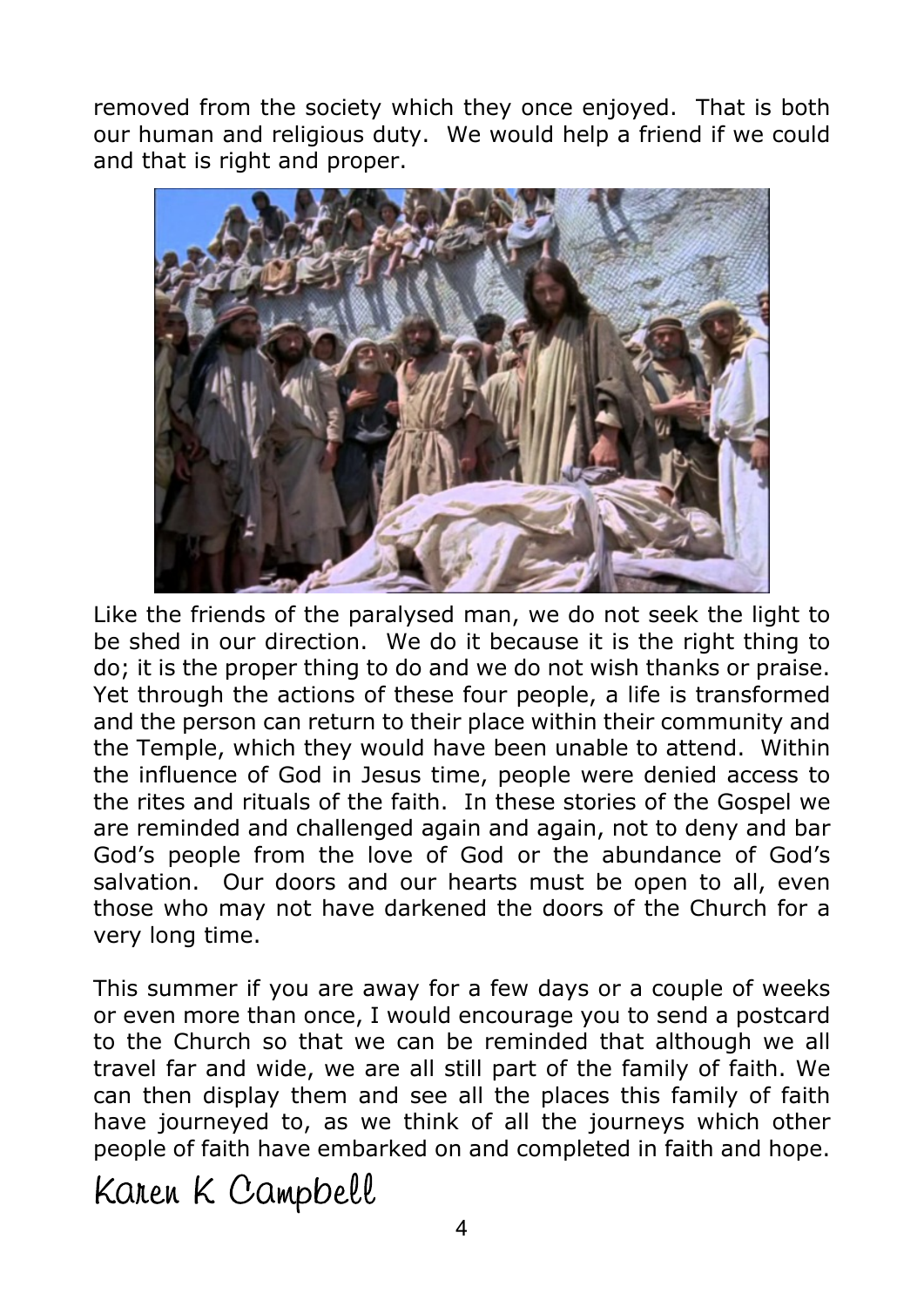removed from the society which they once enjoyed. That is both our human and religious duty. We would help a friend if we could and that is right and proper.

Like the friends of the paralysed man, we do not seek the light to be shed in our direction. We do it because it is the right thing to do; it is the proper thing to do and we do not wish thanks or praise. Yet through the actions of these four people, a life is transformed and the person can return to their place within their community and the Temple, which they would have been unable to attend. Within the influence of God in Jesus time, people were denied access to the rites and rituals of the faith. In these stories of the Gospel we are reminded and challenged again and again, not to deny and bar God's people from the love of God or the abundance of God's salvation. Our doors and our hearts must be open to all, even those who may not have darkened the doors of the Church for a very long time.

This summer if you are away for a few days or a couple of weeks or even more than once, I would encourage you to send a postcard to the Church so that we can be reminded that although we all travel far and wide, we are all still part of the family of faith. We can then display them and see all the places this family of faith have journeyed to, as we think of all the journeys which other people of faith have embarked on and completed in faith and hope.

Karen K Campbell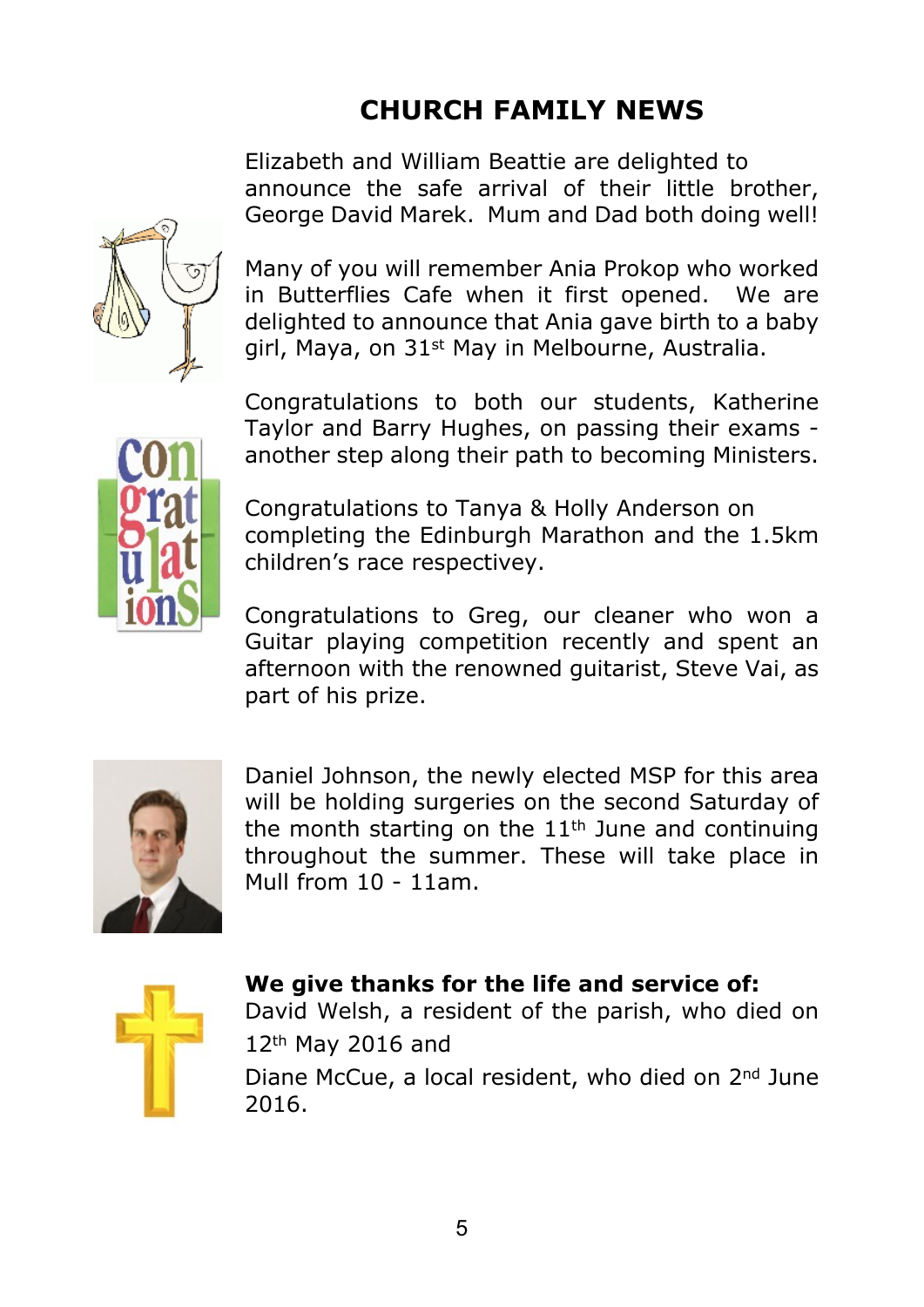# CHURCH FAMILY NEWS

Elizabeth and William Beattie are delighted to announce the safe arrival of their little brother, George David Marek. Mum and Dad both doing well!

Many of you will remember Ania Prokop who worked in Butterflies Cafe when it first opened. We are delighted to announce that Ania gave birth to a baby girl, Maya, on 31st May in Melbourne, Australia.

Congratulations to both our students, Katherine Taylor and Barry Hughes, on passing their exams - another step along their path to becoming Ministers.

Congratulations to Tanya & Holly Anderson on completing the Edinburgh Marathon and the 1.5km children's race respectivey.

Congratulations to Greg, our cleaner who won a Guitar playing competition recently and spent an afternoon with the renowned guitarist, Steve Vai, as part of his prize.

Daniel Johnson, the newly elected MSP for this area will be holding surgeries on the second Saturday of the month starting on the 11th June and continuing throughout the summer. These will take place in Mull from 10 - 11am.

**We give thanks for the life and service of:**

David Welsh, a resident of the parish, who died on 12th May 2016 and

Diane McCue, a local resident, who died on 2nd June 2016.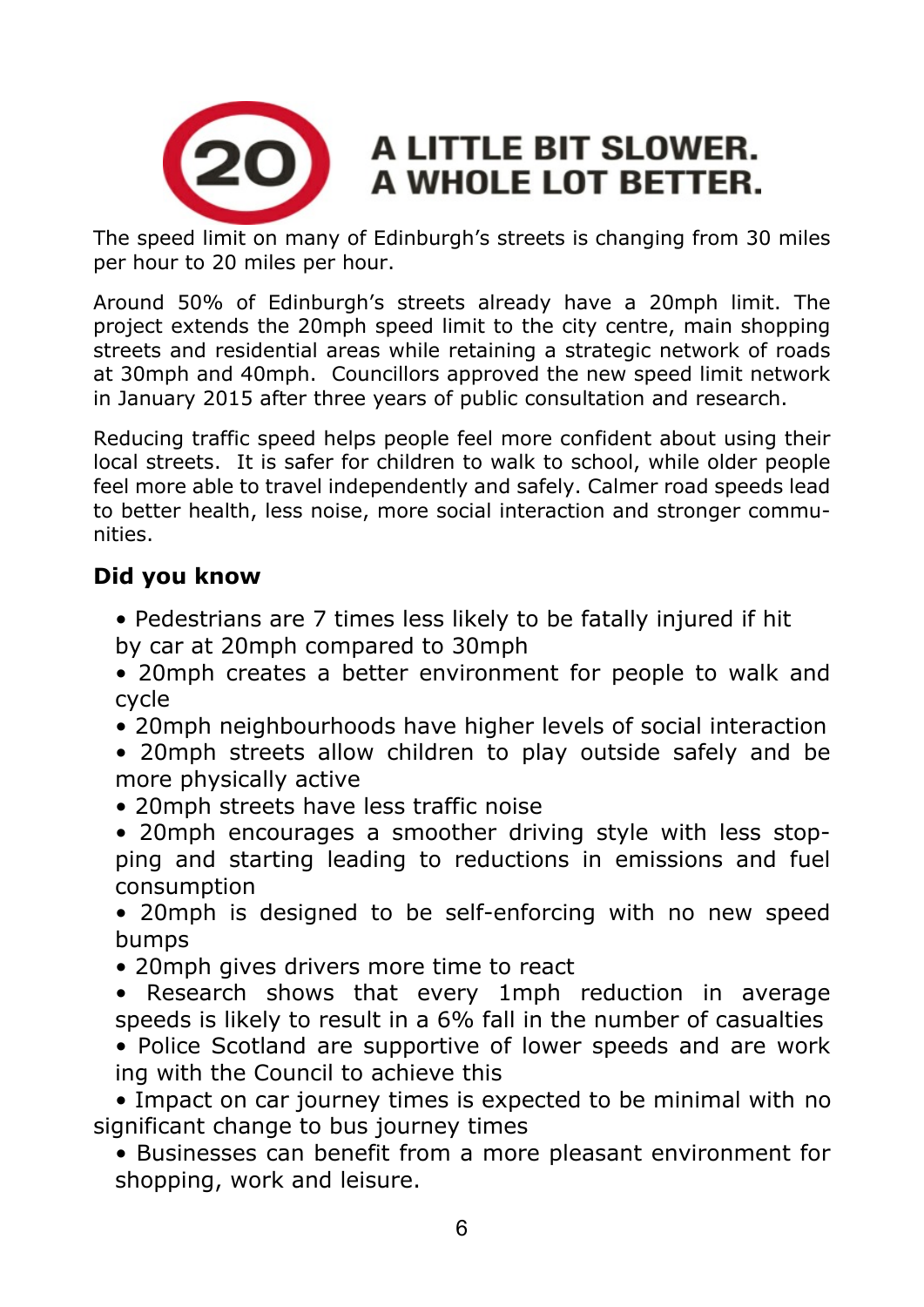# A LITTLE BIT SLOWER. A WHOLE LOT BETTER.

The speed limit on many of Edinburgh's streets is changing from 30 miles per hour to 20 miles per hour.

Around 50% of Edinburgh's streets already have a 20mph limit. The project extends the 20mph speed limit to the city centre, main shopping streets and residential areas while retaining a strategic network of roads at 30mph and 40mph. Councillors approved the new speed limit network in January 2015 after three years of public consultation and research.

Reducing traffic speed helps people feel more confident about using their local streets. It is safer for children to walk to school, while older people feel more able to travel independently and safely. Calmer road speeds lead to better health, less noise, more social interaction and stronger communities.

**Did you know**

- Pedestrians are 7 times less likely to be fatally injured if hit by car at 20mph compared to 30mph
- 20mph creates a better environment for people to walk and cycle
- 20mph neighbourhoods have higher levels of social interaction
- 20mph streets allow children to play outside safely and be more physically active
- 20mph streets have less traffic noise
- 20mph encourages a smoother driving style with less stopping and starting leading to reductions in emissions and fuel consumption
- 20mph is designed to be self-enforcing with no new speed bumps
- 20mph gives drivers more time to react
- Research shows that every 1mph reduction in average speeds is likely to result in a 6% fall in the number of casualties
- Police Scotland are supportive of lower speeds and are working with the Council to achieve this
- Impact on car journey times is expected to be minimal with no significant change to bus journey times
- Businesses can benefit from a more pleasant environment for shopping, work and leisure.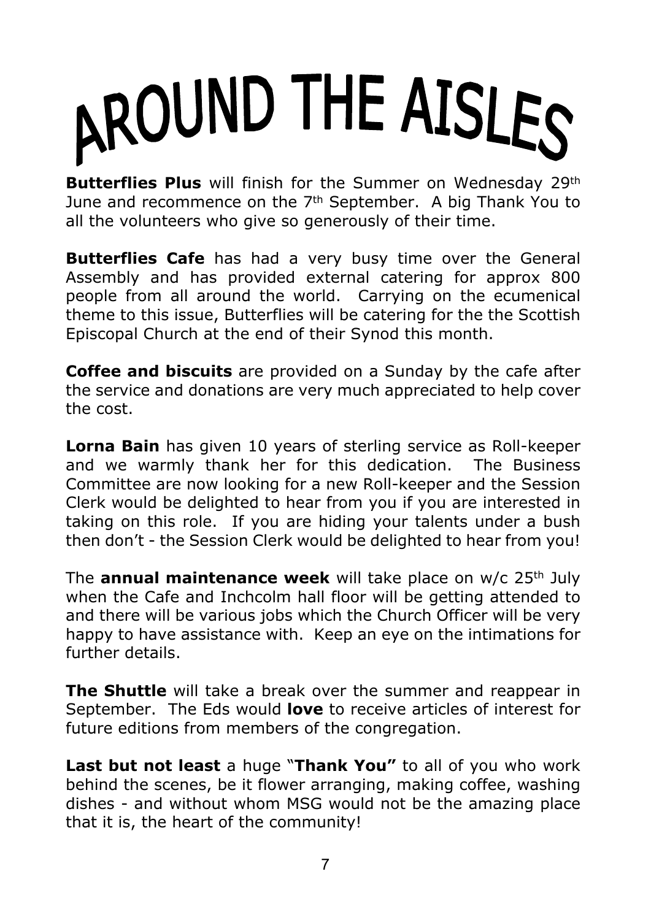# AROUND THE AISLES

**Butterflies Plus** will finish for the Summer on Wednesday 29th June and recommence on the 7th September. A big Thank You to all the volunteers who give so generously of their time.

**Butterflies Cafe** has had a very busy time over the General Assembly and has provided external catering for approx 800 people from all around the world. Carrying on the ecumenical theme to this issue, Butterflies will be catering for the the Scottish Episcopal Church at the end of their Synod this month.

**Coffee and biscuits** are provided on a Sunday by the cafe after the service and donations are very much appreciated to help cover the cost.

**Lorna Bain** has given 10 years of sterling service as Roll-keeper and we warmly thank her for this dedication. The Business Committee are now looking for a new Roll-keeper and the Session Clerk would be delighted to hear from you if you are interested in taking on this role. If you are hiding your talents under a bush then don't - the Session Clerk would be delighted to hear from you!

The **annual maintenance week** will take place on w/c 25th July when the Cafe and Inchcolm hall floor will be getting attended to and there will be various jobs which the Church Officer will be very happy to have assistance with. Keep an eye on the intimations for further details.

**The Shuttle** will take a break over the summer and reappear in September. The Eds would **love** to receive articles of interest for future editions from members of the congregation.

**Last but not least** a huge "**Thank You"** to all of you who work behind the scenes, be it flower arranging, making coffee, washing dishes - and without whom MSG would not be the amazing place that it is, the heart of the community!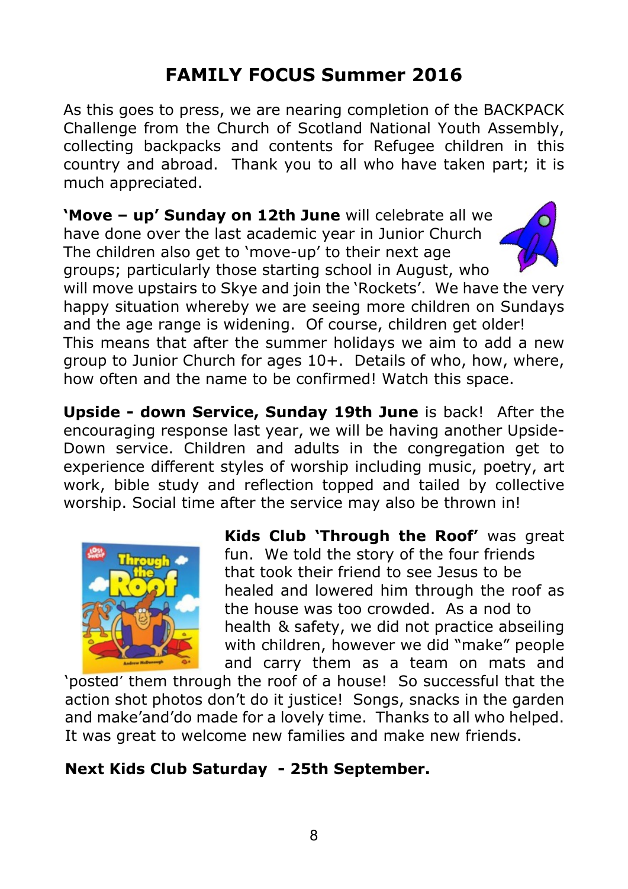# FAMILY FOCUS Summer 2016

As this goes to press, we are nearing completion of the BACKPACK Challenge from the Church of Scotland National Youth Assembly, collecting backpacks and contents for Refugee children in this country and abroad. Thank you to all who have taken part; it is much appreciated.

**'Move – up' Sunday on 12th June** will celebrate all we have done over the last academic year in Junior Church The children also get to 'move-up' to their next age groups; particularly those starting school in August, who will move upstairs to Skye and join the 'Rockets'. We have the very happy situation whereby we are seeing more children on Sundays and the age range is widening. Of course, children get older! This means that after the summer holidays we aim to add a new group to Junior Church for ages 10+. Details of who, how, where, how often and the name to be confirmed! Watch this space.

**Upside - down Service, Sunday 19th June** is back! After the encouraging response last year, we will be having another Upside-Down service. Children and adults in the congregation get to experience different styles of worship including music, poetry, art work, bible study and reflection topped and tailed by collective worship. Social time after the service may also be thrown in!

**Kids Club 'Through the Roof'** was great fun. We told the story of the four friends that took their friend to see Jesus to be healed and lowered him through the roof as the house was too crowded. As a nod to health & safety, we did not practice abseiling with children, however we did "make" people and carry them as a team on mats and 'posted' them through the roof of a house! So successful that the action shot photos don't do it justice! Songs, snacks in the garden and make'and'do made for a lovely time. Thanks to all who helped. It was great to welcome new families and make new friends.

**Next Kids Club Saturday - 25th September.**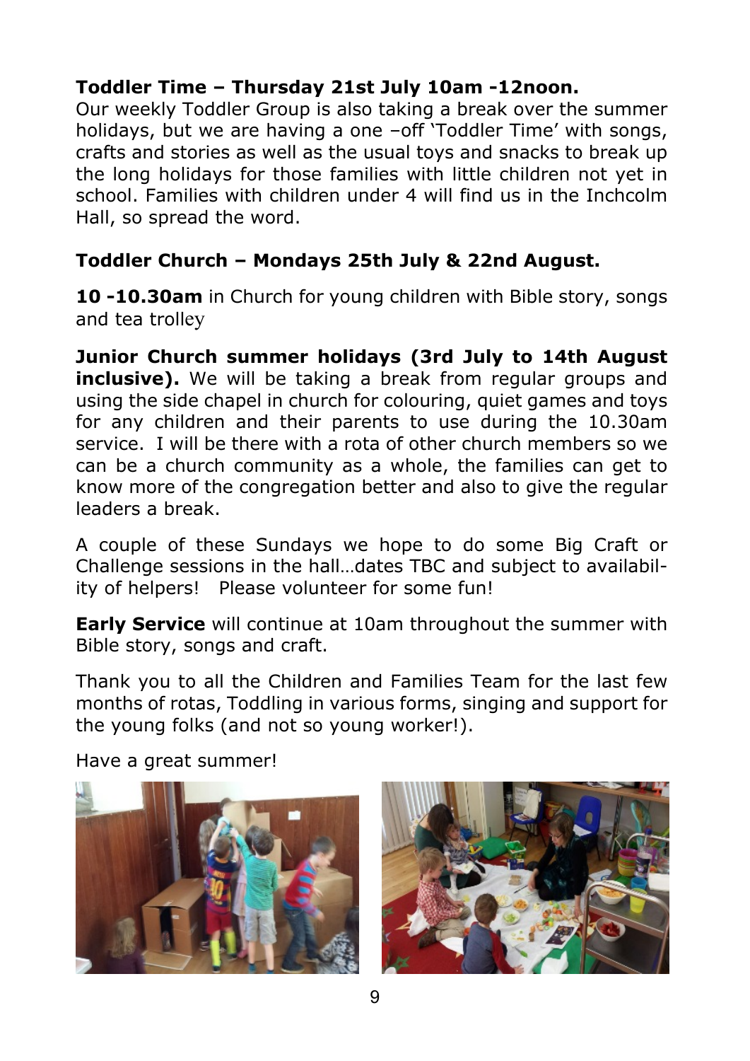**Toddler Time – Thursday 21st July 10am -12noon.**
Our weekly Toddler Group is also taking a break over the summer holidays, but we are having a one –off 'Toddler Time' with songs, crafts and stories as well as the usual toys and snacks to break up the long holidays for those families with little children not yet in school. Families with children under 4 will find us in the Inchcolm Hall, so spread the word.

**Toddler Church – Mondays 25th July & 22nd August.**

**10 -10.30am** in Church for young children with Bible story, songs and tea trolley

**Junior Church summer holidays (3rd July to 14th August inclusive).** We will be taking a break from regular groups and using the side chapel in church for colouring, quiet games and toys for any children and their parents to use during the 10.30am service. I will be there with a rota of other church members so we can be a church community as a whole, the families can get to know more of the congregation better and also to give the regular leaders a break.

A couple of these Sundays we hope to do some Big Craft or Challenge sessions in the hall…dates TBC and subject to availability of helpers! Please volunteer for some fun!

**Early Service** will continue at 10am throughout the summer with Bible story, songs and craft.

Thank you to all the Children and Families Team for the last few months of rotas, Toddling in various forms, singing and support for the young folks (and not so young worker!).

Have a great summer!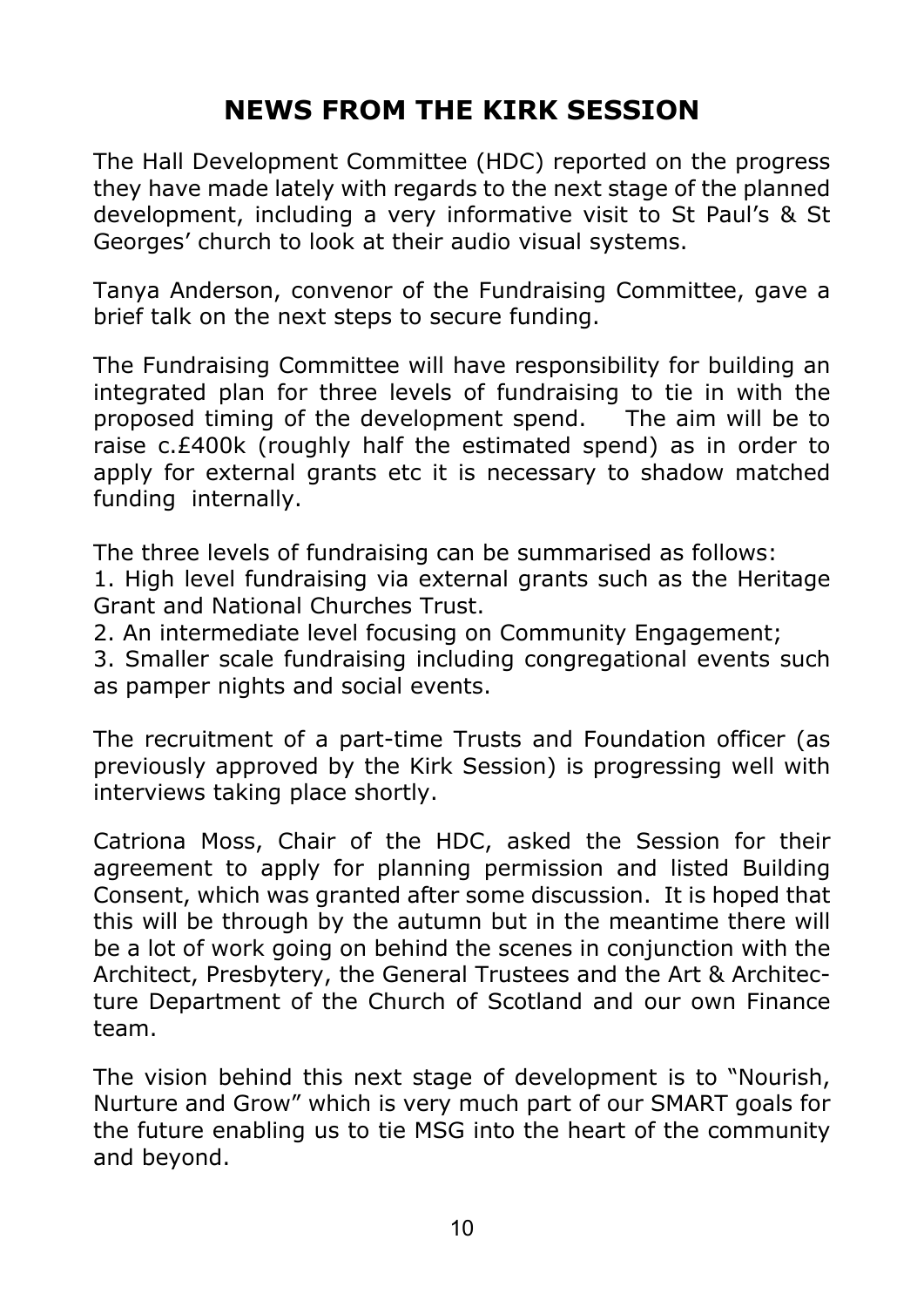# NEWS FROM THE KIRK SESSION

The Hall Development Committee (HDC) reported on the progress they have made lately with regards to the next stage of the planned development, including a very informative visit to St Paul's & St Georges' church to look at their audio visual systems.

Tanya Anderson, convenor of the Fundraising Committee, gave a brief talk on the next steps to secure funding.

The Fundraising Committee will have responsibility for building an integrated plan for three levels of fundraising to tie in with the proposed timing of the development spend. The aim will be to raise c.£400k (roughly half the estimated spend) as in order to apply for external grants etc it is necessary to shadow matched funding internally.

The three levels of fundraising can be summarised as follows:

1. High level fundraising via external grants such as the Heritage Grant and National Churches Trust.
2. An intermediate level focusing on Community Engagement;
3. Smaller scale fundraising including congregational events such as pamper nights and social events.

The recruitment of a part-time Trusts and Foundation officer (as previously approved by the Kirk Session) is progressing well with interviews taking place shortly.

Catriona Moss, Chair of the HDC, asked the Session for their agreement to apply for planning permission and listed Building Consent, which was granted after some discussion. It is hoped that this will be through by the autumn but in the meantime there will be a lot of work going on behind the scenes in conjunction with the Architect, Presbytery, the General Trustees and the Art & Architecture Department of the Church of Scotland and our own Finance team.

The vision behind this next stage of development is to "Nourish, Nurture and Grow" which is very much part of our SMART goals for the future enabling us to tie MSG into the heart of the community and beyond.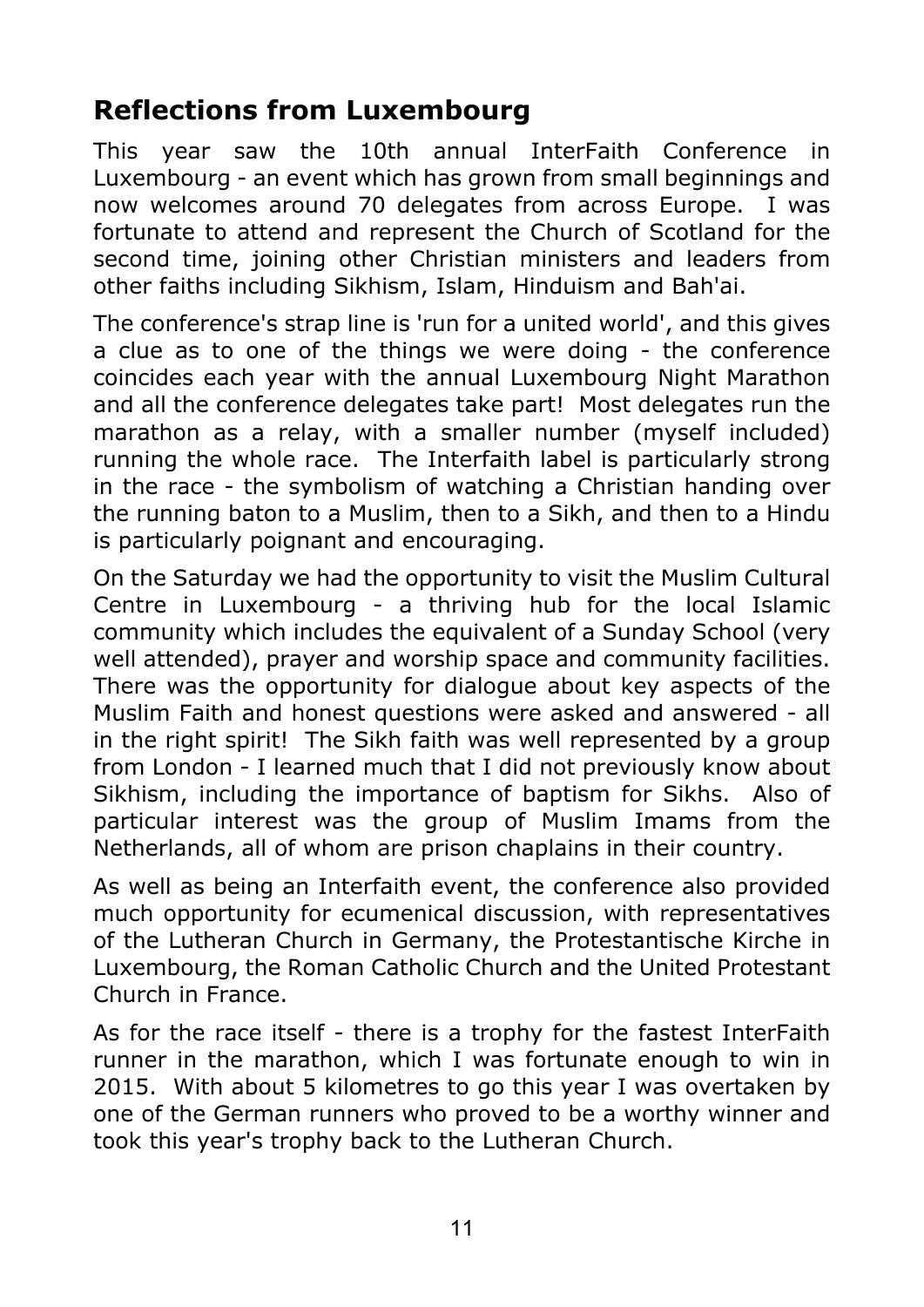## Reflections from Luxembourg

This year saw the 10th annual InterFaith Conference in Luxembourg - an event which has grown from small beginnings and now welcomes around 70 delegates from across Europe. I was fortunate to attend and represent the Church of Scotland for the second time, joining other Christian ministers and leaders from other faiths including Sikhism, Islam, Hinduism and Bah'ai.

The conference's strap line is 'run for a united world', and this gives a clue as to one of the things we were doing - the conference coincides each year with the annual Luxembourg Night Marathon and all the conference delegates take part! Most delegates run the marathon as a relay, with a smaller number (myself included) running the whole race. The Interfaith label is particularly strong in the race - the symbolism of watching a Christian handing over the running baton to a Muslim, then to a Sikh, and then to a Hindu is particularly poignant and encouraging.

On the Saturday we had the opportunity to visit the Muslim Cultural Centre in Luxembourg - a thriving hub for the local Islamic community which includes the equivalent of a Sunday School (very well attended), prayer and worship space and community facilities. There was the opportunity for dialogue about key aspects of the Muslim Faith and honest questions were asked and answered - all in the right spirit! The Sikh faith was well represented by a group from London - I learned much that I did not previously know about Sikhism, including the importance of baptism for Sikhs. Also of particular interest was the group of Muslim Imams from the Netherlands, all of whom are prison chaplains in their country.

As well as being an Interfaith event, the conference also provided much opportunity for ecumenical discussion, with representatives of the Lutheran Church in Germany, the Protestantische Kirche in Luxembourg, the Roman Catholic Church and the United Protestant Church in France.

As for the race itself - there is a trophy for the fastest InterFaith runner in the marathon, which I was fortunate enough to win in 2015. With about 5 kilometres to go this year I was overtaken by one of the German runners who proved to be a worthy winner and took this year's trophy back to the Lutheran Church.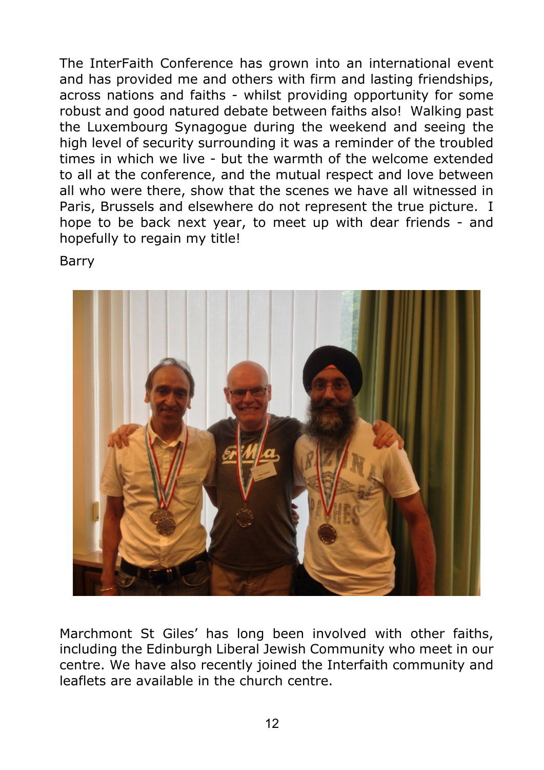The InterFaith Conference has grown into an international event and has provided me and others with firm and lasting friendships, across nations and faiths - whilst providing opportunity for some robust and good natured debate between faiths also! Walking past the Luxembourg Synagogue during the weekend and seeing the high level of security surrounding it was a reminder of the troubled times in which we live - but the warmth of the welcome extended to all at the conference, and the mutual respect and love between all who were there, show that the scenes we have all witnessed in Paris, Brussels and elsewhere do not represent the true picture. I hope to be back next year, to meet up with dear friends - and hopefully to regain my title!

Barry

Marchmont St Giles' has long been involved with other faiths, including the Edinburgh Liberal Jewish Community who meet in our centre. We have also recently joined the Interfaith community and leaflets are available in the church centre.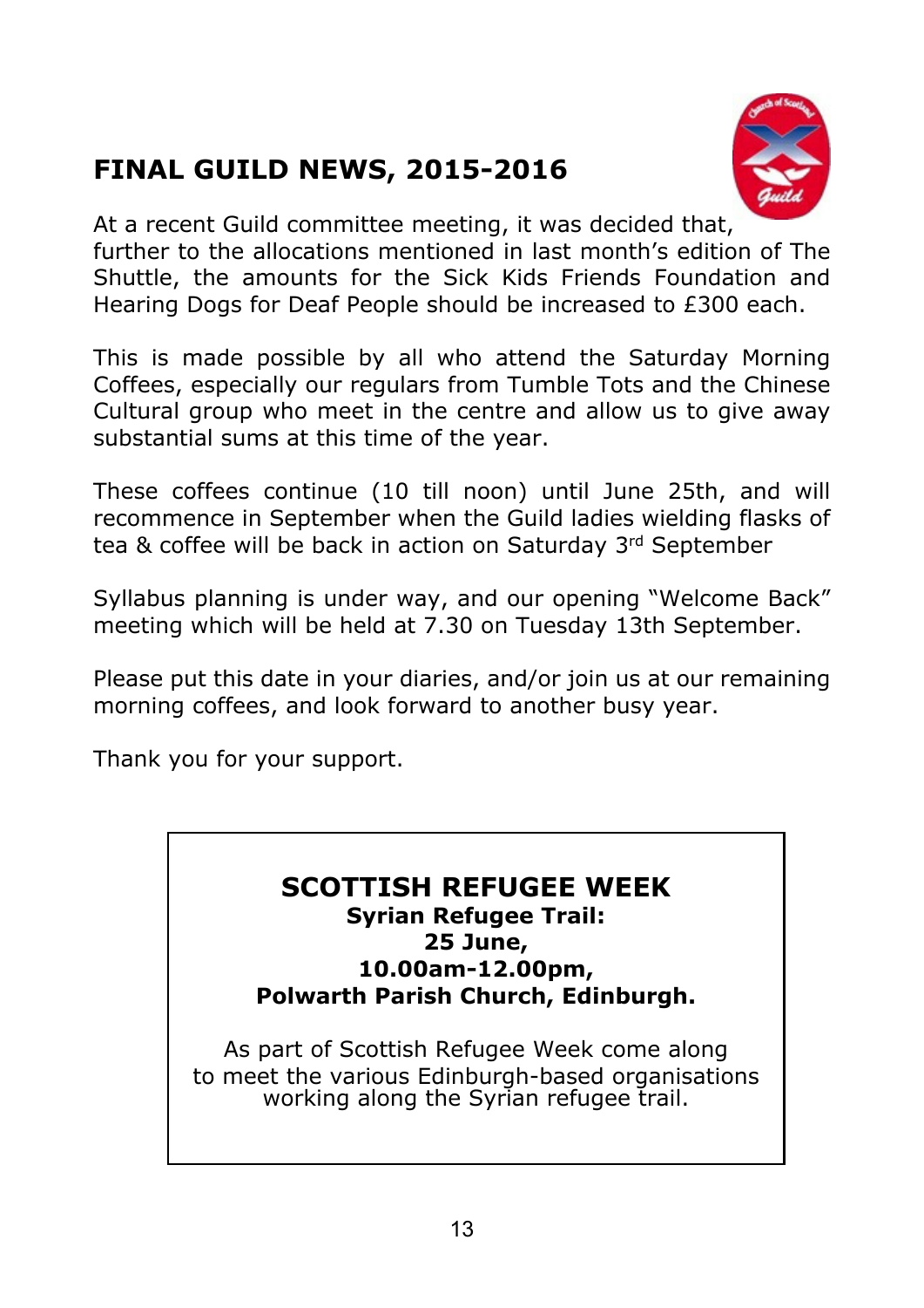# FINAL GUILD NEWS, 2015-2016

At a recent Guild committee meeting, it was decided that, further to the allocations mentioned in last month's edition of The Shuttle, the amounts for the Sick Kids Friends Foundation and Hearing Dogs for Deaf People should be increased to £300 each.

This is made possible by all who attend the Saturday Morning Coffees, especially our regulars from Tumble Tots and the Chinese Cultural group who meet in the centre and allow us to give away substantial sums at this time of the year.

These coffees continue (10 till noon) until June 25th, and will recommence in September when the Guild ladies wielding flasks of tea & coffee will be back in action on Saturday 3rd September

Syllabus planning is under way, and our opening "Welcome Back" meeting which will be held at 7.30 on Tuesday 13th September.

Please put this date in your diaries, and/or join us at our remaining morning coffees, and look forward to another busy year.

Thank you for your support.

## SCOTTISH REFUGEE WEEK

**Syrian Refugee Trail:**
**25 June,**
**10.00am-12.00pm,**
**Polwarth Parish Church, Edinburgh.**

As part of Scottish Refugee Week come along to meet the various Edinburgh-based organisations working along the Syrian refugee trail.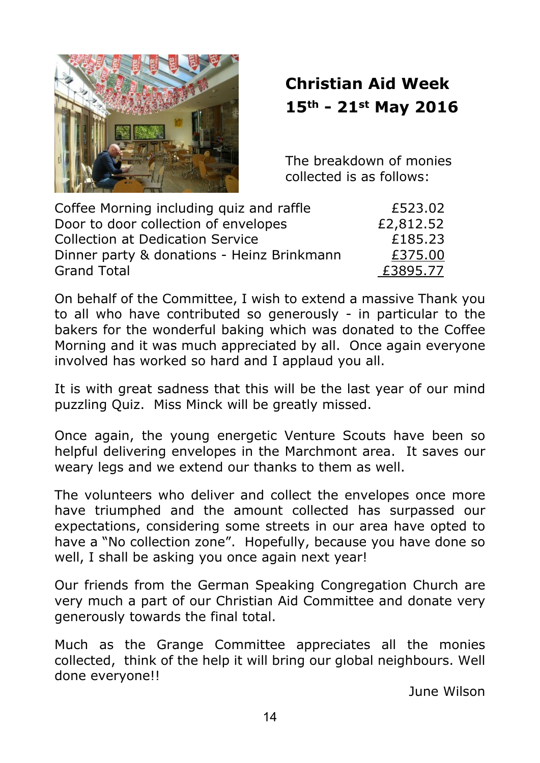## Christian Aid Week 15th - 21st May 2016

The breakdown of monies collected is as follows:

| | |
|---|---|
| Coffee Morning including quiz and raffle | £523.02 |
| Door to door collection of envelopes | £2,812.52 |
| Collection at Dedication Service | £185.23 |
| Dinner party & donations - Heinz Brinkmann | £375.00 |
| Grand Total | £3895.77 |

On behalf of the Committee, I wish to extend a massive Thank you to all who have contributed so generously - in particular to the bakers for the wonderful baking which was donated to the Coffee Morning and it was much appreciated by all. Once again everyone involved has worked so hard and I applaud you all.

It is with great sadness that this will be the last year of our mind puzzling Quiz. Miss Minck will be greatly missed.

Once again, the young energetic Venture Scouts have been so helpful delivering envelopes in the Marchmont area. It saves our weary legs and we extend our thanks to them as well.

The volunteers who deliver and collect the envelopes once more have triumphed and the amount collected has surpassed our expectations, considering some streets in our area have opted to have a "No collection zone". Hopefully, because you have done so well, I shall be asking you once again next year!

Our friends from the German Speaking Congregation Church are very much a part of our Christian Aid Committee and donate very generously towards the final total.

Much as the Grange Committee appreciates all the monies collected, think of the help it will bring our global neighbours. Well done everyone!!

June Wilson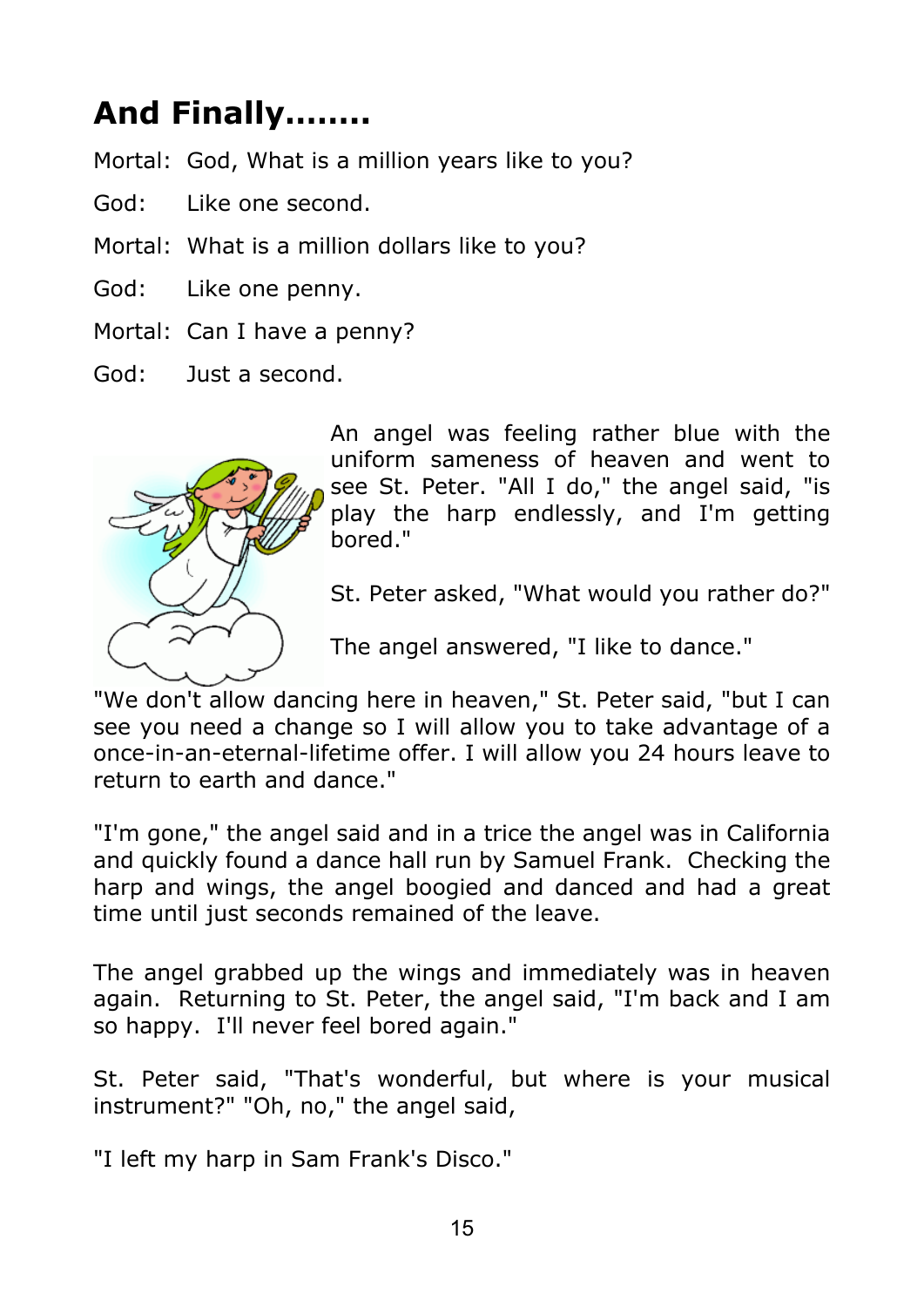## And Finally........

Mortal: God, What is a million years like to you?

God: Like one second.

Mortal: What is a million dollars like to you?

God: Like one penny.

Mortal: Can I have a penny?

God: Just a second.

An angel was feeling rather blue with the uniform sameness of heaven and went to see St. Peter. "All I do," the angel said, "is play the harp endlessly, and I'm getting bored."

St. Peter asked, "What would you rather do?"

The angel answered, "I like to dance."

"We don't allow dancing here in heaven," St. Peter said, "but I can see you need a change so I will allow you to take advantage of a once-in-an-eternal-lifetime offer. I will allow you 24 hours leave to return to earth and dance."

"I'm gone," the angel said and in a trice the angel was in California and quickly found a dance hall run by Samuel Frank. Checking the harp and wings, the angel boogied and danced and had a great time until just seconds remained of the leave.

The angel grabbed up the wings and immediately was in heaven again. Returning to St. Peter, the angel said, "I'm back and I am so happy. I'll never feel bored again."

St. Peter said, "That's wonderful, but where is your musical instrument?" "Oh, no," the angel said,

"I left my harp in Sam Frank's Disco."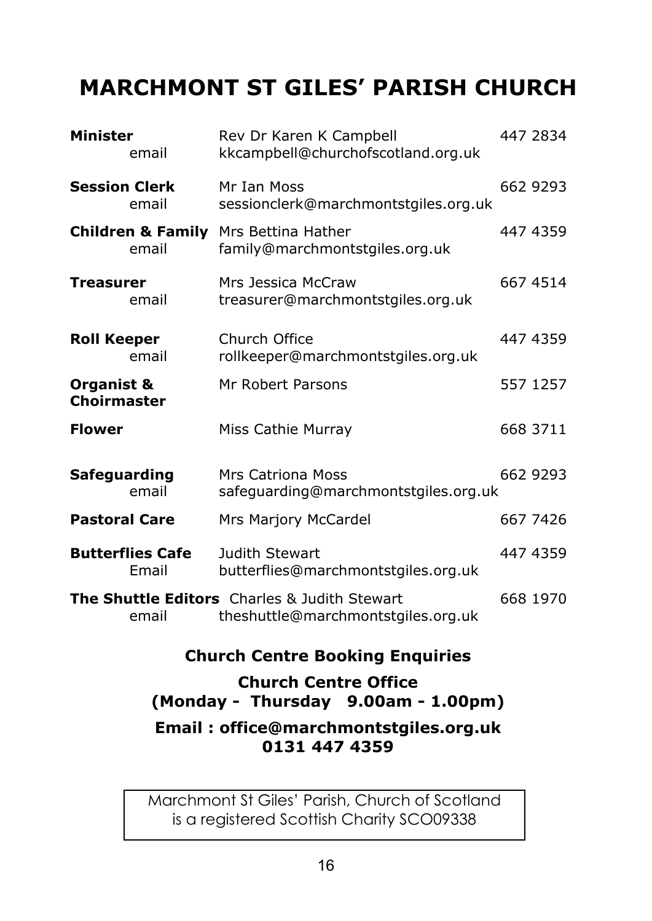# MARCHMONT ST GILES' PARISH CHURCH

| | | |
|---|---|---|
| **Minister**<br>email | Rev Dr Karen K Campbell<br>kkcampbell@churchofscotland.org.uk | 447 2834 |
| **Session Clerk**<br>email | Mr Ian Moss<br>sessionclerk@marchmontstgiles.org.uk | 662 9293 |
| **Children & Family**<br>email | Mrs Bettina Hather<br>family@marchmontstgiles.org.uk | 447 4359 |
| **Treasurer**<br>email | Mrs Jessica McCraw<br>treasurer@marchmontstgiles.org.uk | 667 4514 |
| **Roll Keeper**<br>email | Church Office<br>rollkeeper@marchmontstgiles.org.uk | 447 4359 |
| **Organist & Choirmaster** | Mr Robert Parsons | 557 1257 |
| **Flower** | Miss Cathie Murray | 668 3711 |
| **Safeguarding**<br>email | Mrs Catriona Moss<br>safeguarding@marchmontstgiles.org.uk | 662 9293 |
| **Pastoral Care** | Mrs Marjory McCardel | 667 7426 |
| **Butterflies Cafe**<br>Email | Judith Stewart<br>butterflies@marchmontstgiles.org.uk | 447 4359 |
| **The Shuttle Editors**<br>email | Charles & Judith Stewart<br>theshuttle@marchmontstgiles.org.uk | 668 1970 |

**Church Centre Booking Enquiries**

**Church Centre Office**
**(Monday - Thursday 9.00am - 1.00pm)**

**Email : office@marchmontstgiles.org.uk**
**0131 447 4359**

Marchmont St Giles' Parish, Church of Scotland
is a registered Scottish Charity SCO09338